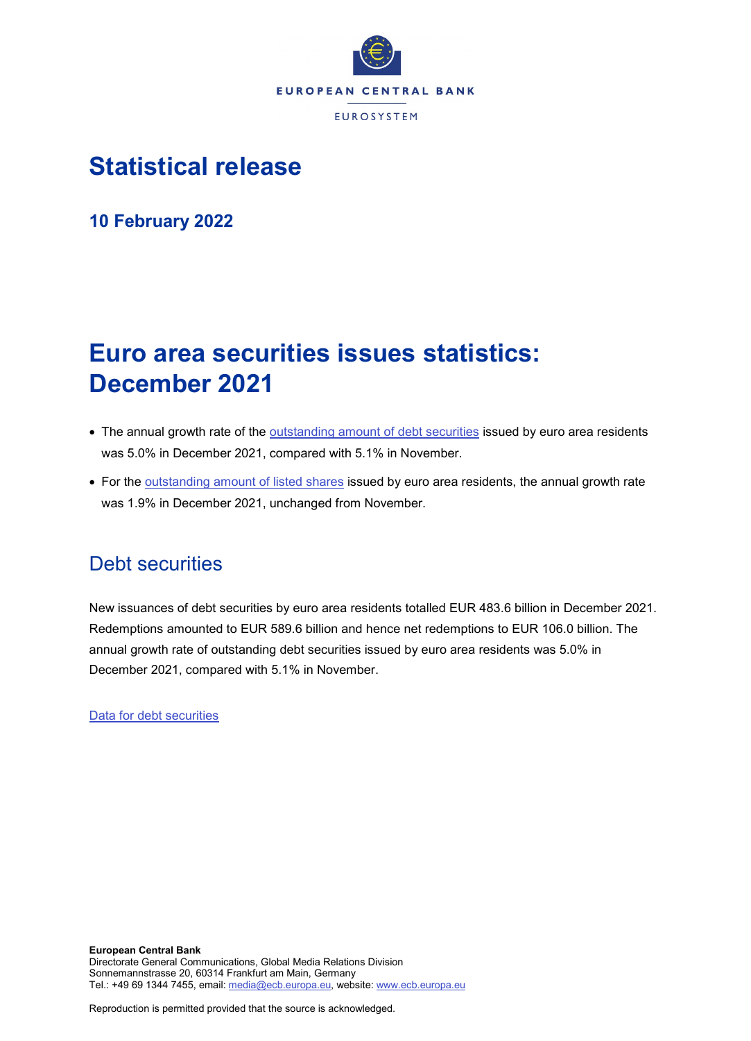EUROPEAN CENTRAL BANK

EUROSYSTEM

# Statistical release

### 10 February 2022

# Euro area securities issues statistics: December 2021

- The annual growth rate of the outstanding amount of debt securities issued by euro area residents was 5.0% in December 2021, compared with 5.1% in November.
- For the outstanding amount of listed shares issued by euro area residents, the annual growth rate was 1.9% in December 2021, unchanged from November.

## Debt securities

New issuances of debt securities by euro area residents totalled EUR 483.6 billion in December 2021. Redemptions amounted to EUR 589.6 billion and hence net redemptions to EUR 106.0 billion. The annual growth rate of outstanding debt securities issued by euro area residents was 5.0% in December 2021, compared with 5.1% in November.

Data for debt securities

**European Central Bank**
Directorate General Communications, Global Media Relations Division
Sonnemannstrasse 20, 60314 Frankfurt am Main, Germany
Tel.: +49 69 1344 7455, email: media@ecb.europa.eu, website: www.ecb.europa.eu

Reproduction is permitted provided that the source is acknowledged.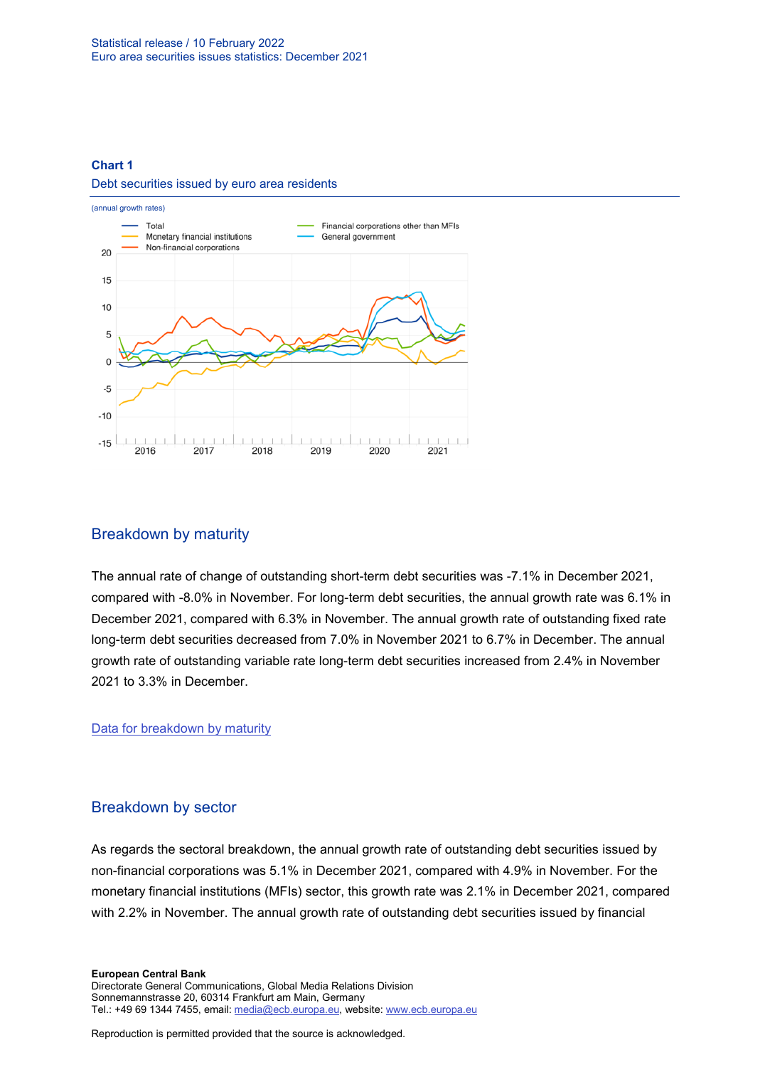**Chart 1**

Debt securities issued by euro area residents

(annual growth rates)

## Breakdown by maturity

The annual rate of change of outstanding short-term debt securities was -7.1% in December 2021, compared with -8.0% in November. For long-term debt securities, the annual growth rate was 6.1% in December 2021, compared with 6.3% in November. The annual growth rate of outstanding fixed rate long-term debt securities decreased from 7.0% in November 2021 to 6.7% in December. The annual growth rate of outstanding variable rate long-term debt securities increased from 2.4% in November 2021 to 3.3% in December.

[Data for breakdown by maturity]

## Breakdown by sector

As regards the sectoral breakdown, the annual growth rate of outstanding debt securities issued by non-financial corporations was 5.1% in December 2021, compared with 4.9% in November. For the monetary financial institutions (MFIs) sector, this growth rate was 2.1% in December 2021, compared with 2.2% in November. The annual growth rate of outstanding debt securities issued by financial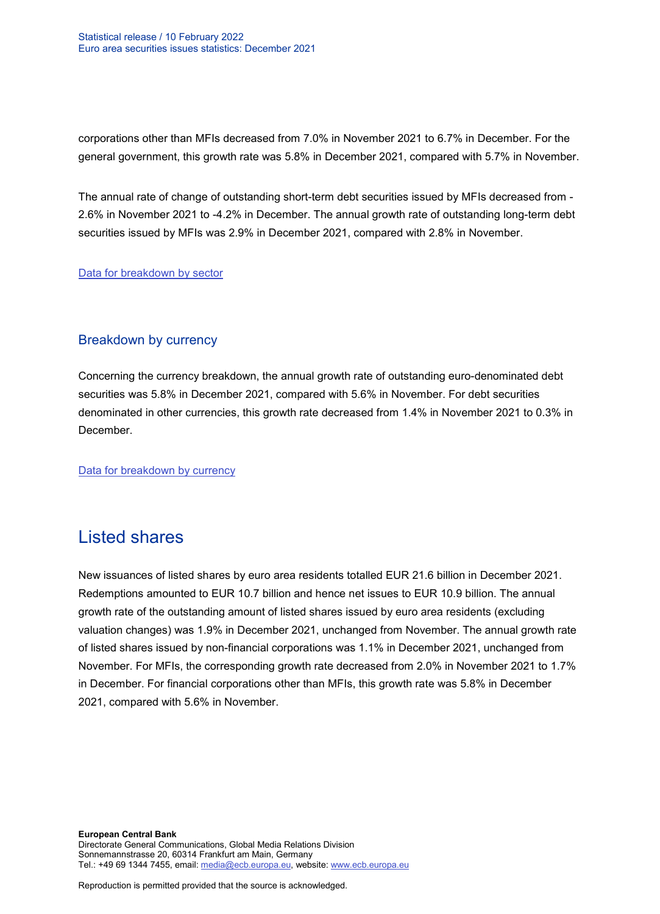corporations other than MFIs decreased from 7.0% in November 2021 to 6.7% in December. For the general government, this growth rate was 5.8% in December 2021, compared with 5.7% in November.

The annual rate of change of outstanding short-term debt securities issued by MFIs decreased from -2.6% in November 2021 to -4.2% in December. The annual growth rate of outstanding long-term debt securities issued by MFIs was 2.9% in December 2021, compared with 2.8% in November.

Data for breakdown by sector

### Breakdown by currency

Concerning the currency breakdown, the annual growth rate of outstanding euro-denominated debt securities was 5.8% in December 2021, compared with 5.6% in November. For debt securities denominated in other currencies, this growth rate decreased from 1.4% in November 2021 to 0.3% in December.

Data for breakdown by currency

## Listed shares

New issuances of listed shares by euro area residents totalled EUR 21.6 billion in December 2021. Redemptions amounted to EUR 10.7 billion and hence net issues to EUR 10.9 billion. The annual growth rate of the outstanding amount of listed shares issued by euro area residents (excluding valuation changes) was 1.9% in December 2021, unchanged from November. The annual growth rate of listed shares issued by non-financial corporations was 1.1% in December 2021, unchanged from November. For MFIs, the corresponding growth rate decreased from 2.0% in November 2021 to 1.7% in December. For financial corporations other than MFIs, this growth rate was 5.8% in December 2021, compared with 5.6% in November.

**European Central Bank**
Directorate General Communications, Global Media Relations Division
Sonnemannstrasse 20, 60314 Frankfurt am Main, Germany
Tel.: +49 69 1344 7455, email: media@ecb.europa.eu, website: www.ecb.europa.eu

Reproduction is permitted provided that the source is acknowledged.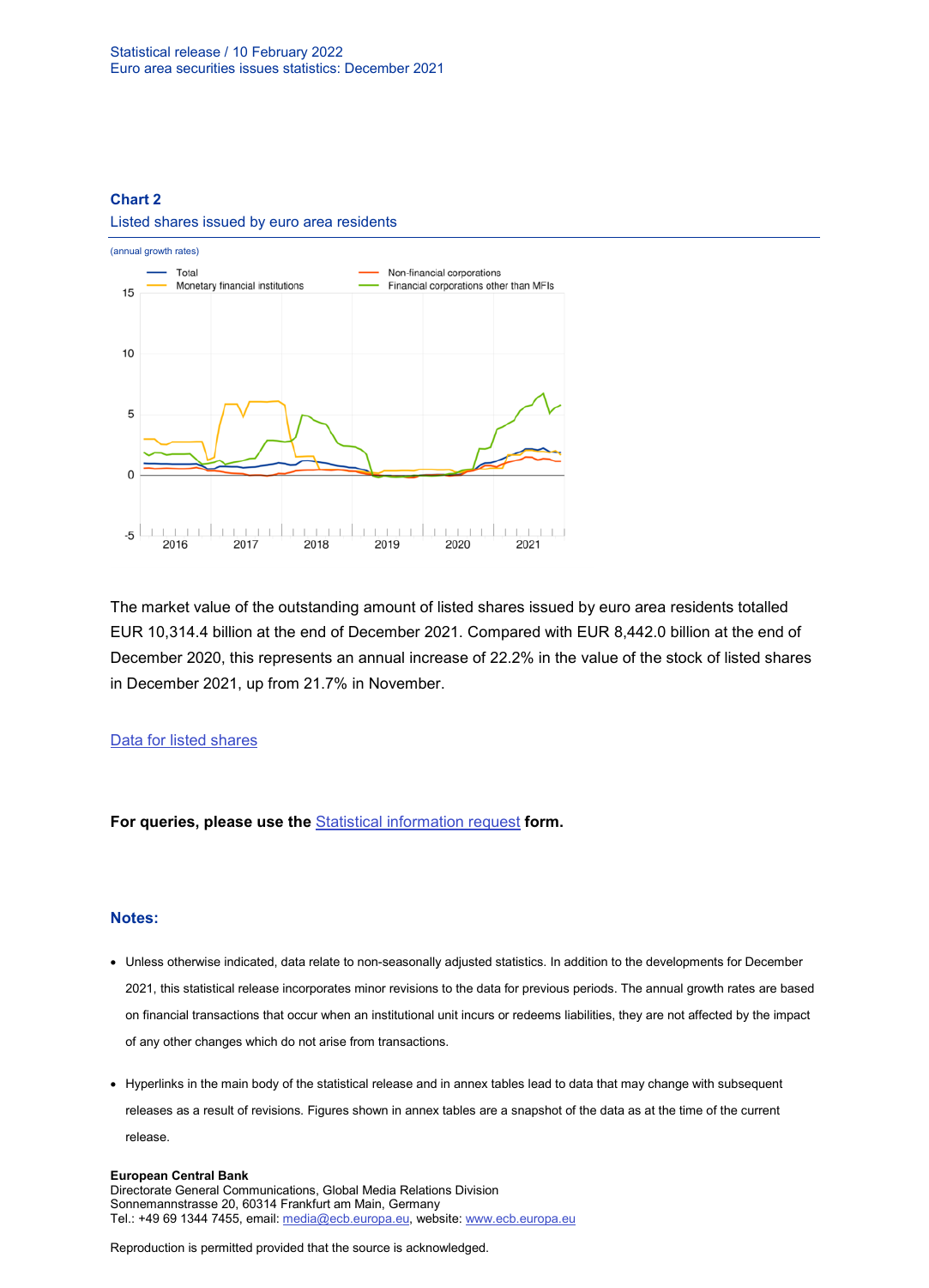### Chart 2

Listed shares issued by euro area residents

(annual growth rates)

The market value of the outstanding amount of listed shares issued by euro area residents totalled EUR 10,314.4 billion at the end of December 2021. Compared with EUR 8,442.0 billion at the end of December 2020, this represents an annual increase of 22.2% in the value of the stock of listed shares in December 2021, up from 21.7% in November.

Data for listed shares

**For queries, please use the Statistical information request form.**

### Notes:

- Unless otherwise indicated, data relate to non-seasonally adjusted statistics. In addition to the developments for December 2021, this statistical release incorporates minor revisions to the data for previous periods. The annual growth rates are based on financial transactions that occur when an institutional unit incurs or redeems liabilities, they are not affected by the impact of any other changes which do not arise from transactions.
- Hyperlinks in the main body of the statistical release and in annex tables lead to data that may change with subsequent releases as a result of revisions. Figures shown in annex tables are a snapshot of the data as at the time of the current release.

**European Central Bank**
Directorate General Communications, Global Media Relations Division
Sonnemannstrasse 20, 60314 Frankfurt am Main, Germany
Tel.: +49 69 1344 7455, email: media@ecb.europa.eu, website: www.ecb.europa.eu

Reproduction is permitted provided that the source is acknowledged.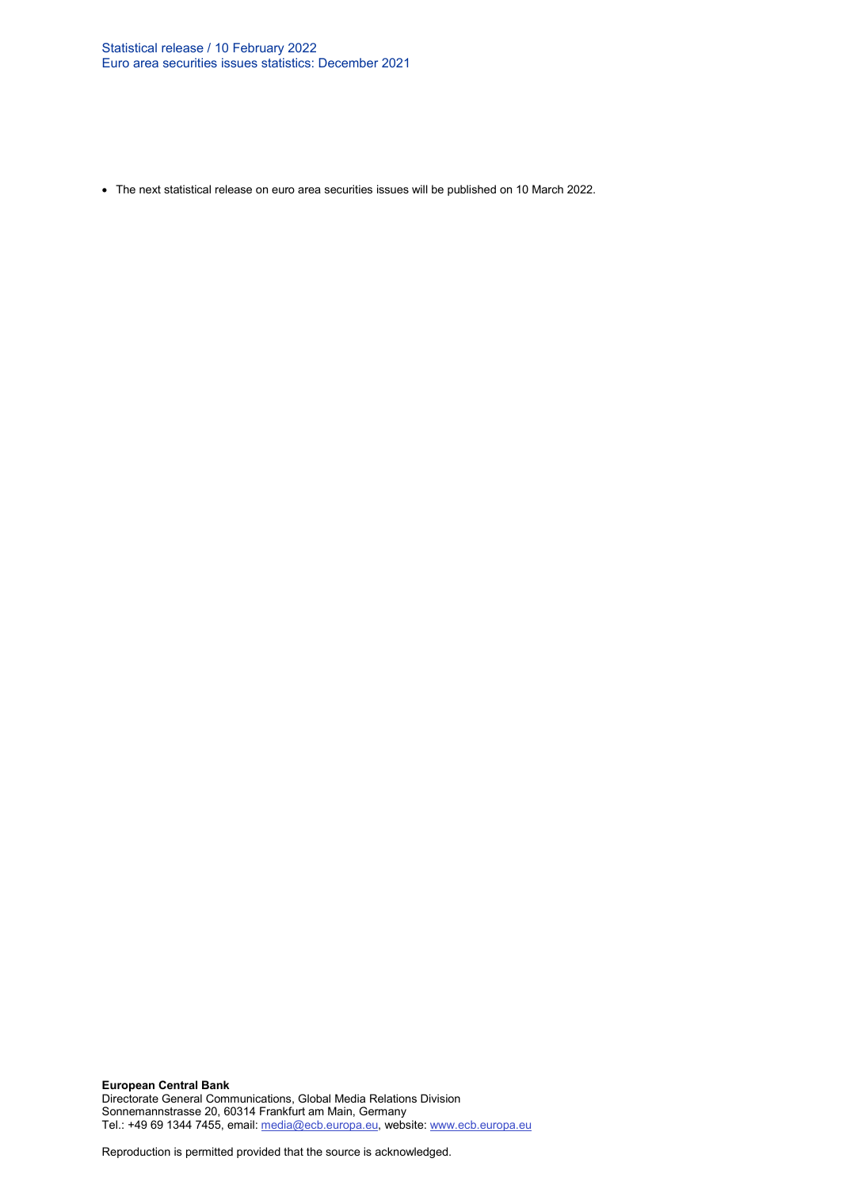- The next statistical release on euro area securities issues will be published on 10 March 2022.

**European Central Bank**
Directorate General Communications, Global Media Relations Division
Sonnemannstrasse 20, 60314 Frankfurt am Main, Germany
Tel.: +49 69 1344 7455, email: media@ecb.europa.eu, website: www.ecb.europa.eu

Reproduction is permitted provided that the source is acknowledged.